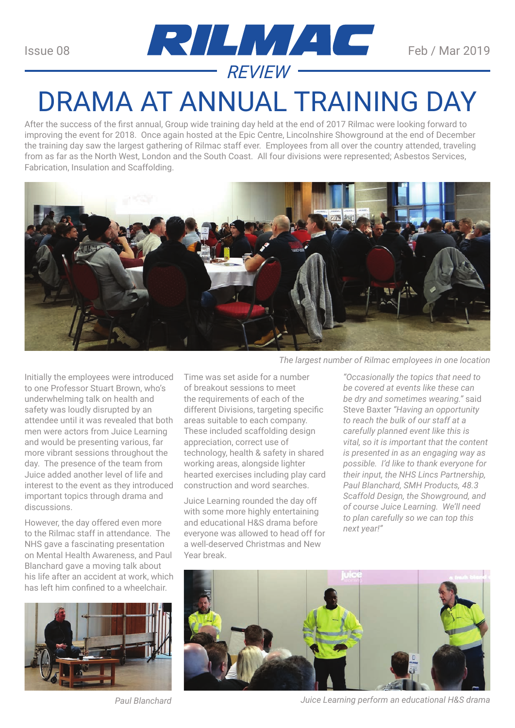Issue 08

# RILMAC REVIEW

Feb / Mar 2019

# DRAMA AT ANNUAL TRAINING DAY

After the success of the first annual, Group wide training day held at the end of 2017 Rilmac were looking forward to improving the event for 2018. Once again hosted at the Epic Centre, Lincolnshire Showground at the end of December the training day saw the largest gathering of Rilmac staff ever. Employees from all over the country attended, traveling from as far as the North West, London and the South Coast. All four divisions were represented; Asbestos Services, Fabrication, Insulation and Scaffolding.

*The largest number of Rilmac employees in one location*

Initially the employees were introduced to one Professor Stuart Brown, who's underwhelming talk on health and safety was loudly disrupted by an attendee until it was revealed that both men were actors from Juice Learning and would be presenting various, far more vibrant sessions throughout the day. The presence of the team from Juice added another level of life and interest to the event as they introduced important topics through drama and discussions.

However, the day offered even more to the Rilmac staff in attendance. The NHS gave a fascinating presentation on Mental Health Awareness, and Paul Blanchard gave a moving talk about his life after an accident at work, which has left him confined to a wheelchair.

Time was set aside for a number of breakout sessions to meet the requirements of each of the different Divisions, targeting specific areas suitable to each company. These included scaffolding design appreciation, correct use of technology, health & safety in shared working areas, alongside lighter hearted exercises including play card construction and word searches.

Juice Learning rounded the day off with some more highly entertaining and educational H&S drama before everyone was allowed to head off for a well-deserved Christmas and New Year break.

*"Occasionally the topics that need to be covered at events like these can be dry and sometimes wearing."* said Steve Baxter *"Having an opportunity to reach the bulk of our staff at a carefully planned event like this is vital, so it is important that the content is presented in as an engaging way as possible. I'd like to thank everyone for their input, the NHS Lincs Partnership, Paul Blanchard, SMH Products, 48.3 Scaffold Design, the Showground, and of course Juice Learning. We'll need to plan carefully so we can top this next year!"*

*Paul Blanchard*

*Juice Learning perform an educational H&S drama*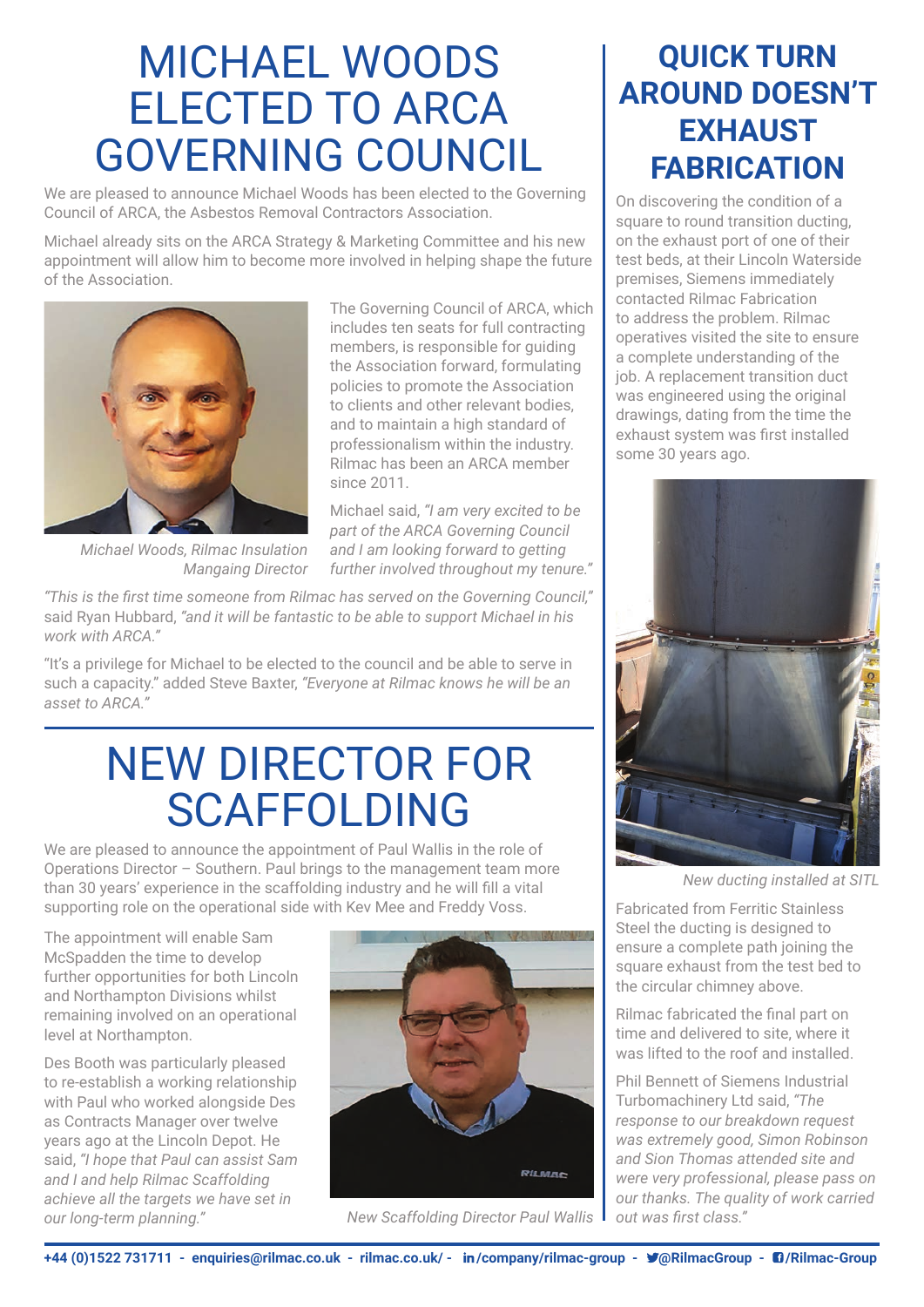# MICHAEL WOODS ELECTED TO ARCA GOVERNING COUNCIL

We are pleased to announce Michael Woods has been elected to the Governing Council of ARCA, the Asbestos Removal Contractors Association.

Michael already sits on the ARCA Strategy & Marketing Committee and his new appointment will allow him to become more involved in helping shape the future of the Association.

Michael Woods, Rilmac Insulation Mangaing Director

The Governing Council of ARCA, which includes ten seats for full contracting members, is responsible for guiding the Association forward, formulating policies to promote the Association to clients and other relevant bodies, and to maintain a high standard of professionalism within the industry. Rilmac has been an ARCA member since 2011.

Michael said, *"I am very excited to be part of the ARCA Governing Council and I am looking forward to getting further involved throughout my tenure."*

*"This is the first time someone from Rilmac has served on the Governing Council,"* said Ryan Hubbard, *"and it will be fantastic to be able to support Michael in his work with ARCA."*

"It's a privilege for Michael to be elected to the council and be able to serve in such a capacity." added Steve Baxter, *"Everyone at Rilmac knows he will be an asset to ARCA."*

# NEW DIRECTOR FOR SCAFFOLDING

We are pleased to announce the appointment of Paul Wallis in the role of Operations Director – Southern. Paul brings to the management team more than 30 years' experience in the scaffolding industry and he will fill a vital supporting role on the operational side with Kev Mee and Freddy Voss.

The appointment will enable Sam McSpadden the time to develop further opportunities for both Lincoln and Northampton Divisions whilst remaining involved on an operational level at Northampton.

Des Booth was particularly pleased to re-establish a working relationship with Paul who worked alongside Des as Contracts Manager over twelve years ago at the Lincoln Depot. He said, *"I hope that Paul can assist Sam and I and help Rilmac Scaffolding achieve all the targets we have set in our long-term planning."*

New Scaffolding Director Paul Wallis

## QUICK TURN AROUND DOESN'T EXHAUST FABRICATION

On discovering the condition of a square to round transition ducting, on the exhaust port of one of their test beds, at their Lincoln Waterside premises, Siemens immediately contacted Rilmac Fabrication to address the problem. Rilmac operatives visited the site to ensure a complete understanding of the job. A replacement transition duct was engineered using the original drawings, dating from the time the exhaust system was first installed some 30 years ago.

New ducting installed at SITL

Fabricated from Ferritic Stainless Steel the ducting is designed to ensure a complete path joining the square exhaust from the test bed to the circular chimney above.

Rilmac fabricated the final part on time and delivered to site, where it was lifted to the roof and installed.

Phil Bennett of Siemens Industrial Turbomachinery Ltd said, *"The response to our breakdown request was extremely good, Simon Robinson and Sion Thomas attended site and were very professional, please pass on our thanks. The quality of work carried out was first class."*

**+44 (0)1522 731711 - enquiries@rilmac.co.uk - rilmac.co.uk/ - in/company/rilmac-group - @RilmacGroup - /Rilmac-Group**